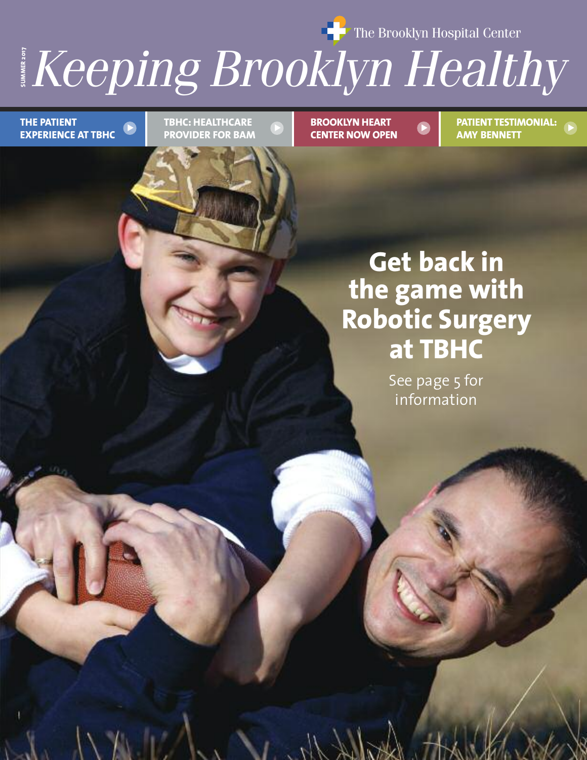The Brooklyn Hospital Center

SUMMER 2017

# Keeping Brooklyn Healthy

**THE PATIENT EXPERIENCE AT TBHC**

**TBHC: HEALTHCARE PROVIDER FOR BAM**

**BROOKLYN HEART CENTER NOW OPEN**

**PATIENT TESTIMONIAL: AMY BENNETT**

## Get back in the game with Robotic Surgery at TBHC

See page 5 for information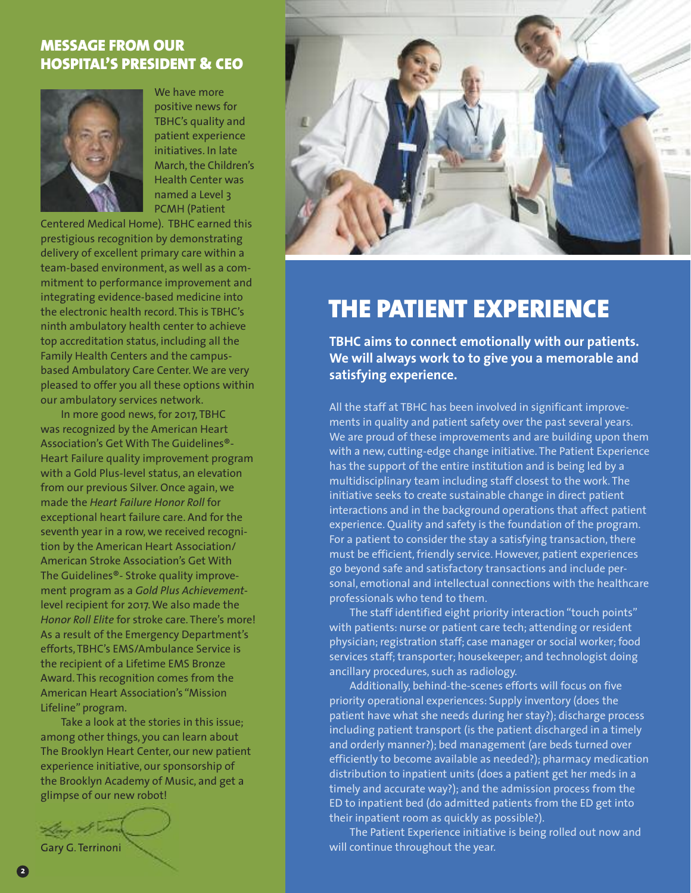## MESSAGE FROM OUR HOSPITAL'S PRESIDENT & CEO

We have more positive news for TBHC's quality and patient experience initiatives. In late March, the Children's Health Center was named a Level 3 PCMH (Patient Centered Medical Home). TBHC earned this prestigious recognition by demonstrating delivery of excellent primary care within a team-based environment, as well as a commitment to performance improvement and integrating evidence-based medicine into the electronic health record. This is TBHC's ninth ambulatory health center to achieve top accreditation status, including all the Family Health Centers and the campus-based Ambulatory Care Center. We are very pleased to offer you all these options within our ambulatory services network.

In more good news, for 2017, TBHC was recognized by the American Heart Association's Get With The Guidelines®-Heart Failure quality improvement program with a Gold Plus-level status, an elevation from our previous Silver. Once again, we made the *Heart Failure Honor Roll* for exceptional heart failure care. And for the seventh year in a row, we received recognition by the American Heart Association/ American Stroke Association's Get With The Guidelines®- Stroke quality improvement program as a *Gold Plus Achievement*-level recipient for 2017. We also made the *Honor Roll Elite* for stroke care. There's more! As a result of the Emergency Department's efforts, TBHC's EMS/Ambulance Service is the recipient of a Lifetime EMS Bronze Award. This recognition comes from the American Heart Association's "Mission Lifeline" program.

Take a look at the stories in this issue; among other things, you can learn about The Brooklyn Heart Center, our new patient experience initiative, our sponsorship of the Brooklyn Academy of Music, and get a glimpse of our new robot!

Gary G. Terrinoni

# THE PATIENT EXPERIENCE

**TBHC aims to connect emotionally with our patients. We will always work to to give you a memorable and satisfying experience.**

All the staff at TBHC has been involved in significant improvements in quality and patient safety over the past several years. We are proud of these improvements and are building upon them with a new, cutting-edge change initiative. The Patient Experience has the support of the entire institution and is being led by a multidisciplinary team including staff closest to the work. The initiative seeks to create sustainable change in direct patient interactions and in the background operations that affect patient experience. Quality and safety is the foundation of the program. For a patient to consider the stay a satisfying transaction, there must be efficient, friendly service. However, patient experiences go beyond safe and satisfactory transactions and include personal, emotional and intellectual connections with the healthcare professionals who tend to them.

The staff identified eight priority interaction "touch points" with patients: nurse or patient care tech; attending or resident physician; registration staff; case manager or social worker; food services staff; transporter; housekeeper; and technologist doing ancillary procedures, such as radiology.

Additionally, behind-the-scenes efforts will focus on five priority operational experiences: Supply inventory (does the patient have what she needs during her stay?); discharge process including patient transport (is the patient discharged in a timely and orderly manner?); bed management (are beds turned over efficiently to become available as needed?); pharmacy medication distribution to inpatient units (does a patient get her meds in a timely and accurate way?); and the admission process from the ED to inpatient bed (do admitted patients from the ED get into their inpatient room as quickly as possible?).

The Patient Experience initiative is being rolled out now and will continue throughout the year.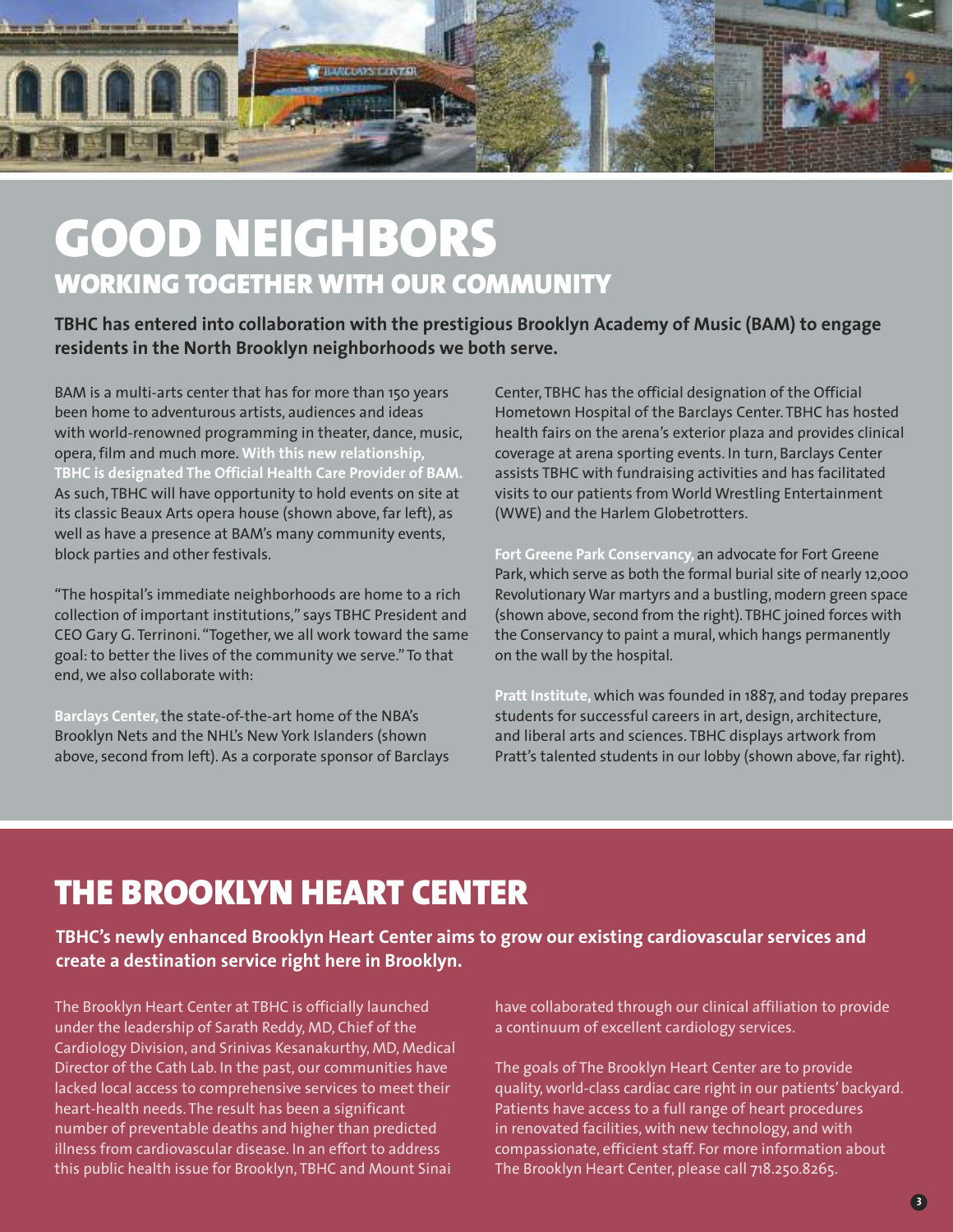# GOOD NEIGHBORS

## WORKING TOGETHER WITH OUR COMMUNITY

**TBHC has entered into collaboration with the prestigious Brooklyn Academy of Music (BAM) to engage residents in the North Brooklyn neighborhoods we both serve.**

BAM is a multi-arts center that has for more than 150 years been home to adventurous artists, audiences and ideas with world-renowned programming in theater, dance, music, opera, film and much more. **With this new relationship, TBHC is designated The Official Health Care Provider of BAM.** As such, TBHC will have opportunity to hold events on site at its classic Beaux Arts opera house (shown above, far left), as well as have a presence at BAM's many community events, block parties and other festivals.

"The hospital's immediate neighborhoods are home to a rich collection of important institutions," says TBHC President and CEO Gary G. Terrinoni. "Together, we all work toward the same goal: to better the lives of the community we serve." To that end, we also collaborate with:

**Barclays Center,** the state-of-the-art home of the NBA's Brooklyn Nets and the NHL's New York Islanders (shown above, second from left). As a corporate sponsor of Barclays Center, TBHC has the official designation of the Official Hometown Hospital of the Barclays Center. TBHC has hosted health fairs on the arena's exterior plaza and provides clinical coverage at arena sporting events. In turn, Barclays Center assists TBHC with fundraising activities and has facilitated visits to our patients from World Wrestling Entertainment (WWE) and the Harlem Globetrotters.

**Fort Greene Park Conservancy,** an advocate for Fort Greene Park, which serve as both the formal burial site of nearly 12,000 Revolutionary War martyrs and a bustling, modern green space (shown above, second from the right). TBHC joined forces with the Conservancy to paint a mural, which hangs permanently on the wall by the hospital.

**Pratt Institute,** which was founded in 1887, and today prepares students for successful careers in art, design, architecture, and liberal arts and sciences. TBHC displays artwork from Pratt's talented students in our lobby (shown above, far right).

# THE BROOKLYN HEART CENTER

**TBHC's newly enhanced Brooklyn Heart Center aims to grow our existing cardiovascular services and create a destination service right here in Brooklyn.**

The Brooklyn Heart Center at TBHC is officially launched under the leadership of Sarath Reddy, MD, Chief of the Cardiology Division, and Srinivas Kesanakurthy, MD, Medical Director of the Cath Lab. In the past, our communities have lacked local access to comprehensive services to meet their heart-health needs. The result has been a significant number of preventable deaths and higher than predicted illness from cardiovascular disease. In an effort to address this public health issue for Brooklyn, TBHC and Mount Sinai have collaborated through our clinical affiliation to provide a continuum of excellent cardiology services.

The goals of The Brooklyn Heart Center are to provide quality, world-class cardiac care right in our patients' backyard. Patients have access to a full range of heart procedures in renovated facilities, with new technology, and with compassionate, efficient staff. For more information about The Brooklyn Heart Center, please call 718.250.8265.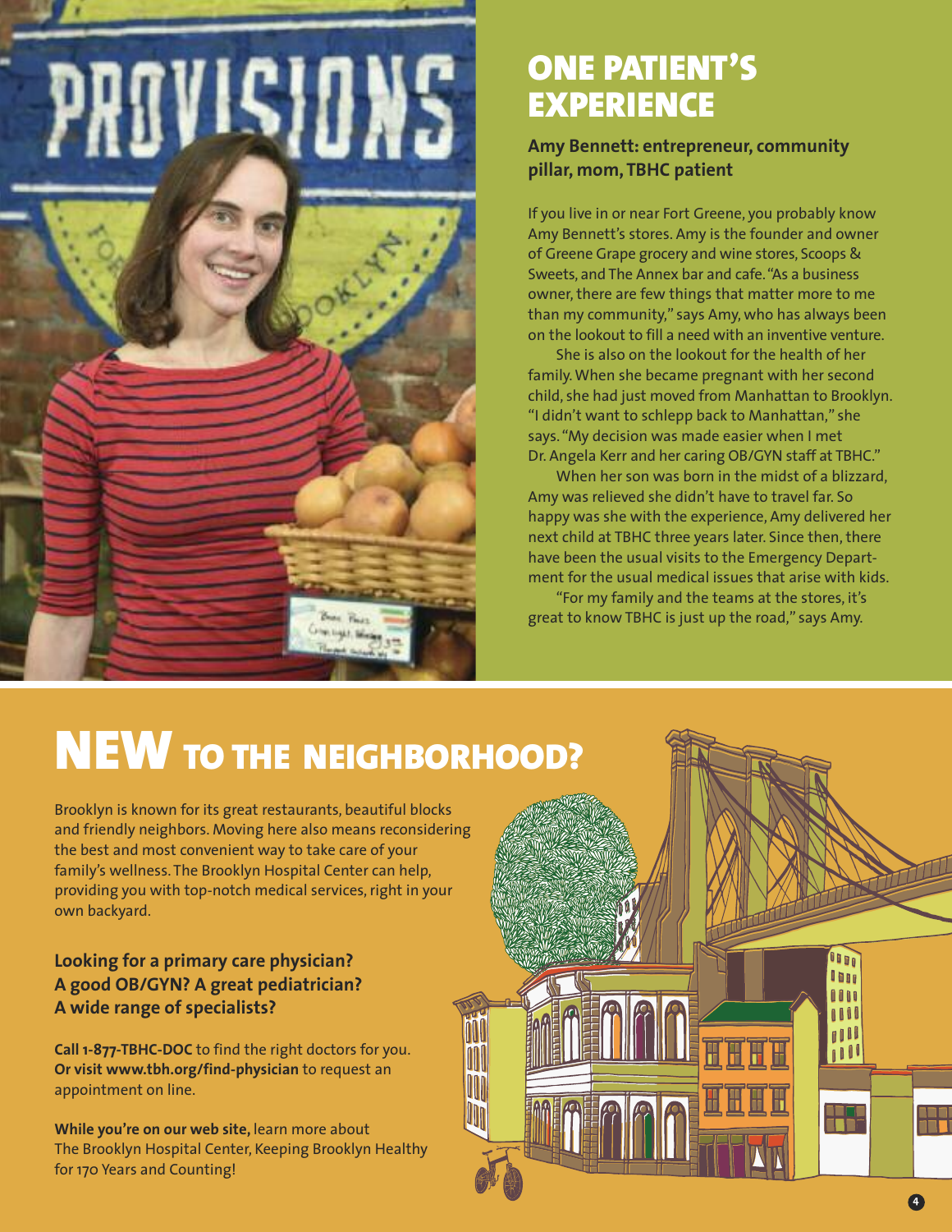## ONE PATIENT'S EXPERIENCE

**Amy Bennett: entrepreneur, community pillar, mom, TBHC patient**

If you live in or near Fort Greene, you probably know Amy Bennett's stores. Amy is the founder and owner of Greene Grape grocery and wine stores, Scoops & Sweets, and The Annex bar and cafe. "As a business owner, there are few things that matter more to me than my community," says Amy, who has always been on the lookout to fill a need with an inventive venture.

She is also on the lookout for the health of her family. When she became pregnant with her second child, she had just moved from Manhattan to Brooklyn. "I didn't want to schlepp back to Manhattan," she says. "My decision was made easier when I met Dr. Angela Kerr and her caring OB/GYN staff at TBHC."

When her son was born in the midst of a blizzard, Amy was relieved she didn't have to travel far. So happy was she with the experience, Amy delivered her next child at TBHC three years later. Since then, there have been the usual visits to the Emergency Department for the usual medical issues that arise with kids.

"For my family and the teams at the stores, it's great to know TBHC is just up the road," says Amy.

# NEW TO THE NEIGHBORHOOD?

Brooklyn is known for its great restaurants, beautiful blocks and friendly neighbors. Moving here also means reconsidering the best and most convenient way to take care of your family's wellness. The Brooklyn Hospital Center can help, providing you with top-notch medical services, right in your own backyard.

**Looking for a primary care physician? A good OB/GYN? A great pediatrician? A wide range of specialists?**

**Call 1-877-TBHC-DOC** to find the right doctors for you. **Or visit www.tbh.org/find-physician** to request an appointment on line.

**While you're on our web site,** learn more about The Brooklyn Hospital Center, Keeping Brooklyn Healthy for 170 Years and Counting!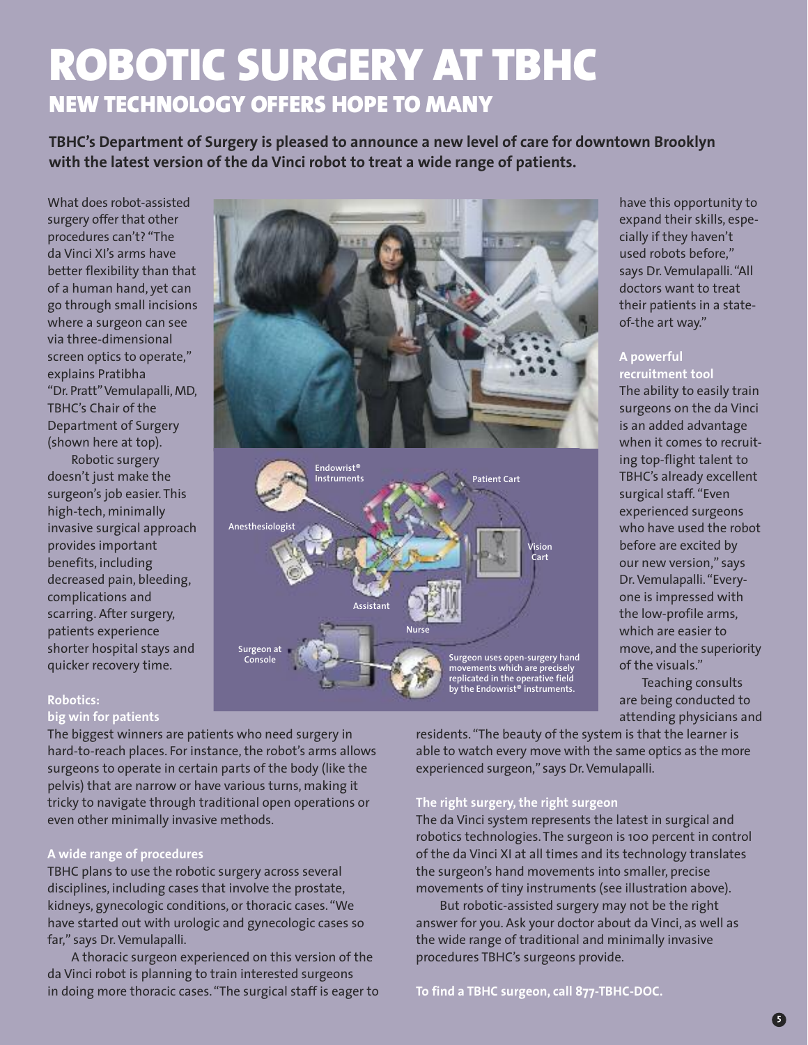# ROBOTIC SURGERY AT TBHC

## NEW TECHNOLOGY OFFERS HOPE TO MANY

**TBHC's Department of Surgery is pleased to announce a new level of care for downtown Brooklyn with the latest version of the da Vinci robot to treat a wide range of patients.**

What does robot-assisted surgery offer that other procedures can't? "The da Vinci XI's arms have better flexibility than that of a human hand, yet can go through small incisions where a surgeon can see via three-dimensional screen optics to operate," explains Pratibha "Dr. Pratt" Vemulapalli, MD, TBHC's Chair of the Department of Surgery (shown here at top).

Robotic surgery doesn't just make the surgeon's job easier. This high-tech, minimally invasive surgical approach provides important benefits, including decreased pain, bleeding, complications and scarring. After surgery, patients experience shorter hospital stays and quicker recovery time.

### Robotics: big win for patients

The biggest winners are patients who need surgery in hard-to-reach places. For instance, the robot's arms allows surgeons to operate in certain parts of the body (like the pelvis) that are narrow or have various turns, making it tricky to navigate through traditional open operations or even other minimally invasive methods.

### A wide range of procedures

TBHC plans to use the robotic surgery across several disciplines, including cases that involve the prostate, kidneys, gynecologic conditions, or thoracic cases. "We have started out with urologic and gynecologic cases so far," says Dr. Vemulapalli.

A thoracic surgeon experienced on this version of the da Vinci robot is planning to train interested surgeons in doing more thoracic cases. "The surgical staff is eager to have this opportunity to expand their skills, especially if they haven't used robots before," says Dr. Vemulapalli. "All doctors want to treat their patients in a state-of-the art way."

### A powerful recruitment tool

The ability to easily train surgeons on the da Vinci is an added advantage when it comes to recruiting top-flight talent to TBHC's already excellent surgical staff. "Even experienced surgeons who have used the robot before are excited by our new version," says Dr. Vemulapalli. "Everyone is impressed with the low-profile arms, which are easier to move, and the superiority of the visuals."

Teaching consults are being conducted to attending physicians and residents. "The beauty of the system is that the learner is able to watch every move with the same optics as the more experienced surgeon," says Dr. Vemulapalli.

### The right surgery, the right surgeon

The da Vinci system represents the latest in surgical and robotics technologies. The surgeon is 100 percent in control of the da Vinci XI at all times and its technology translates the surgeon's hand movements into smaller, precise movements of tiny instruments (see illustration above).

But robotic-assisted surgery may not be the right answer for you. Ask your doctor about da Vinci, as well as the wide range of traditional and minimally invasive procedures TBHC's surgeons provide.

**To find a TBHC surgeon, call 877-TBHC-DOC.**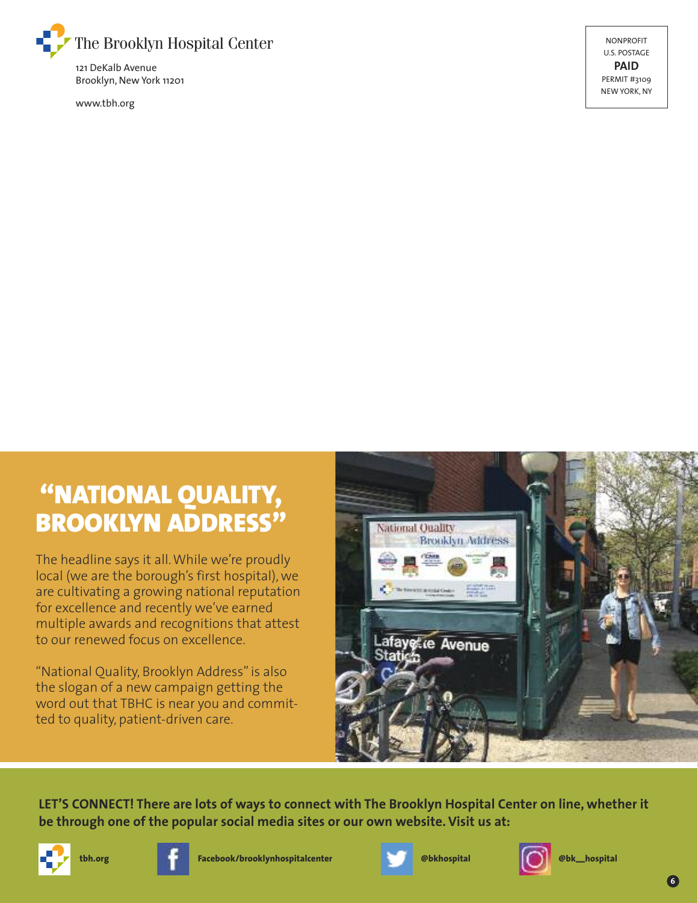The Brooklyn Hospital Center

121 DeKalb Avenue
Brooklyn, New York 11201

www.tbh.org

NONPROFIT
U.S. POSTAGE
**PAID**
PERMIT #3109
NEW YORK, NY

# "NATIONAL QUALITY, BROOKLYN ADDRESS"

The headline says it all. While we're proudly local (we are the borough's first hospital), we are cultivating a growing national reputation for excellence and recently we've earned multiple awards and recognitions that attest to our renewed focus on excellence.

"National Quality, Brooklyn Address" is also the slogan of a new campaign getting the word out that TBHC is near you and committed to quality, patient-driven care.

**LET'S CONNECT! There are lots of ways to connect with The Brooklyn Hospital Center on line, whether it be through one of the popular social media sites or our own website. Visit us at:**

**tbh.org** **Facebook/brooklynhospitalcenter** **@bkhospital** **@bk__hospital**